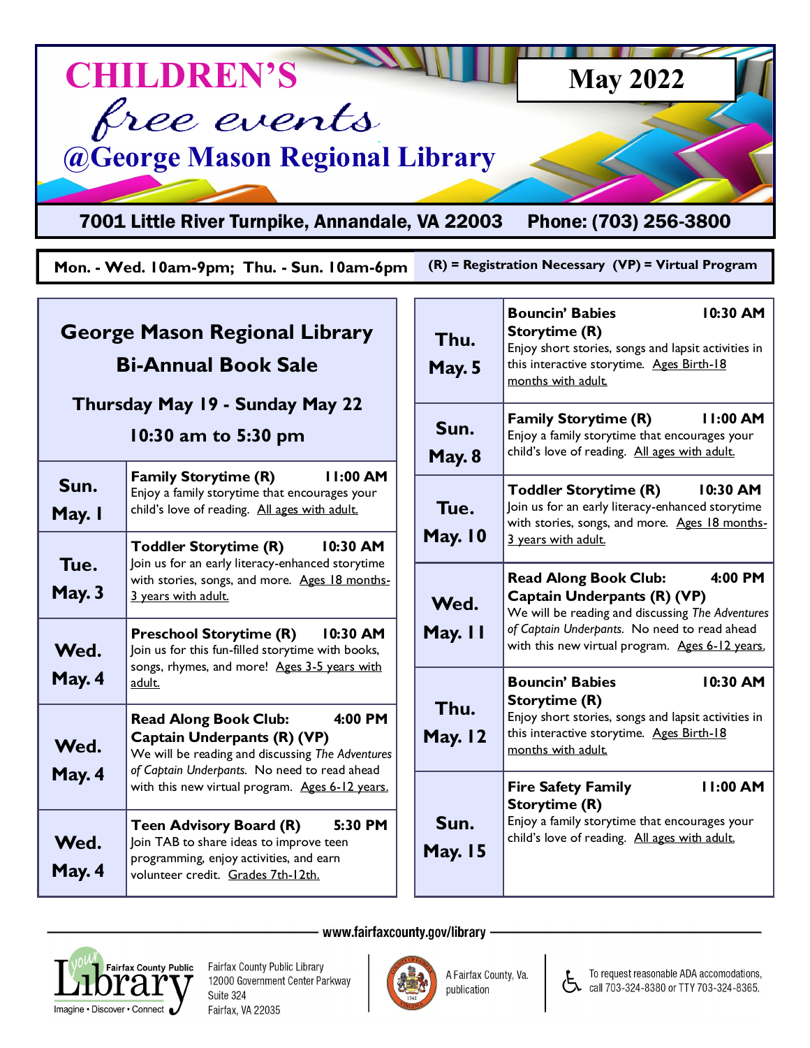# CHILDREN'S free events @George Mason Regional Library

**May 2022**

**7001 Little River Turnpike, Annandale, VA 22003 Phone: (703) 256-3800**

**Mon. - Wed. 10am-9pm; Thu. - Sun. 10am-6pm**

**(R) = Registration Necessary (VP) = Virtual Program**

## George Mason Regional Library Bi-Annual Book Sale

**Thursday May 19 - Sunday May 22**

**10:30 am to 5:30 pm**

| Date | Event |
|---|---|
| **Sun. May. 1** | **Family Storytime (R) 11:00 AM** Enjoy a family storytime that encourages your child's love of reading. All ages with adult. |
| **Tue. May. 3** | **Toddler Storytime (R) 10:30 AM** Join us for an early literacy-enhanced storytime with stories, songs, and more. Ages 18 months-3 years with adult. |
| **Wed. May. 4** | **Preschool Storytime (R) 10:30 AM** Join us for this fun-filled storytime with books, songs, rhymes, and more! Ages 3-5 years with adult. |
| **Wed. May. 4** | **Read Along Book Club: Captain Underpants (R) (VP) 4:00 PM** We will be reading and discussing *The Adventures of Captain Underpants*. No need to read ahead with this new virtual program. Ages 6-12 years. |
| **Wed. May. 4** | **Teen Advisory Board (R) 5:30 PM** Join TAB to share ideas to improve teen programming, enjoy activities, and earn volunteer credit. Grades 7th-12th. |
| **Thu. May. 5** | **Bouncin' Babies Storytime (R) 10:30 AM** Enjoy short stories, songs and lapsit activities in this interactive storytime. Ages Birth-18 months with adult. |
| **Sun. May. 8** | **Family Storytime (R) 11:00 AM** Enjoy a family storytime that encourages your child's love of reading. All ages with adult. |
| **Tue. May. 10** | **Toddler Storytime (R) 10:30 AM** Join us for an early literacy-enhanced storytime with stories, songs, and more. Ages 18 months-3 years with adult. |
| **Wed. May. 11** | **Read Along Book Club: Captain Underpants (R) (VP) 4:00 PM** We will be reading and discussing *The Adventures of Captain Underpants*. No need to read ahead with this new virtual program. Ages 6-12 years. |
| **Thu. May. 12** | **Bouncin' Babies Storytime (R) 10:30 AM** Enjoy short stories, songs and lapsit activities in this interactive storytime. Ages Birth-18 months with adult. |
| **Sun. May. 15** | **Fire Safety Family Storytime (R) 11:00 AM** Enjoy a family storytime that encourages your child's love of reading. All ages with adult. |

www.fairfaxcounty.gov/library

Fairfax County Public Library — Imagine • Discover • Connect

Fairfax County Public Library
12000 Government Center Parkway
Suite 324
Fairfax, VA 22035

A Fairfax County, Va. publication

To request reasonable ADA accomodations, call 703-324-8380 or TTY 703-324-8365.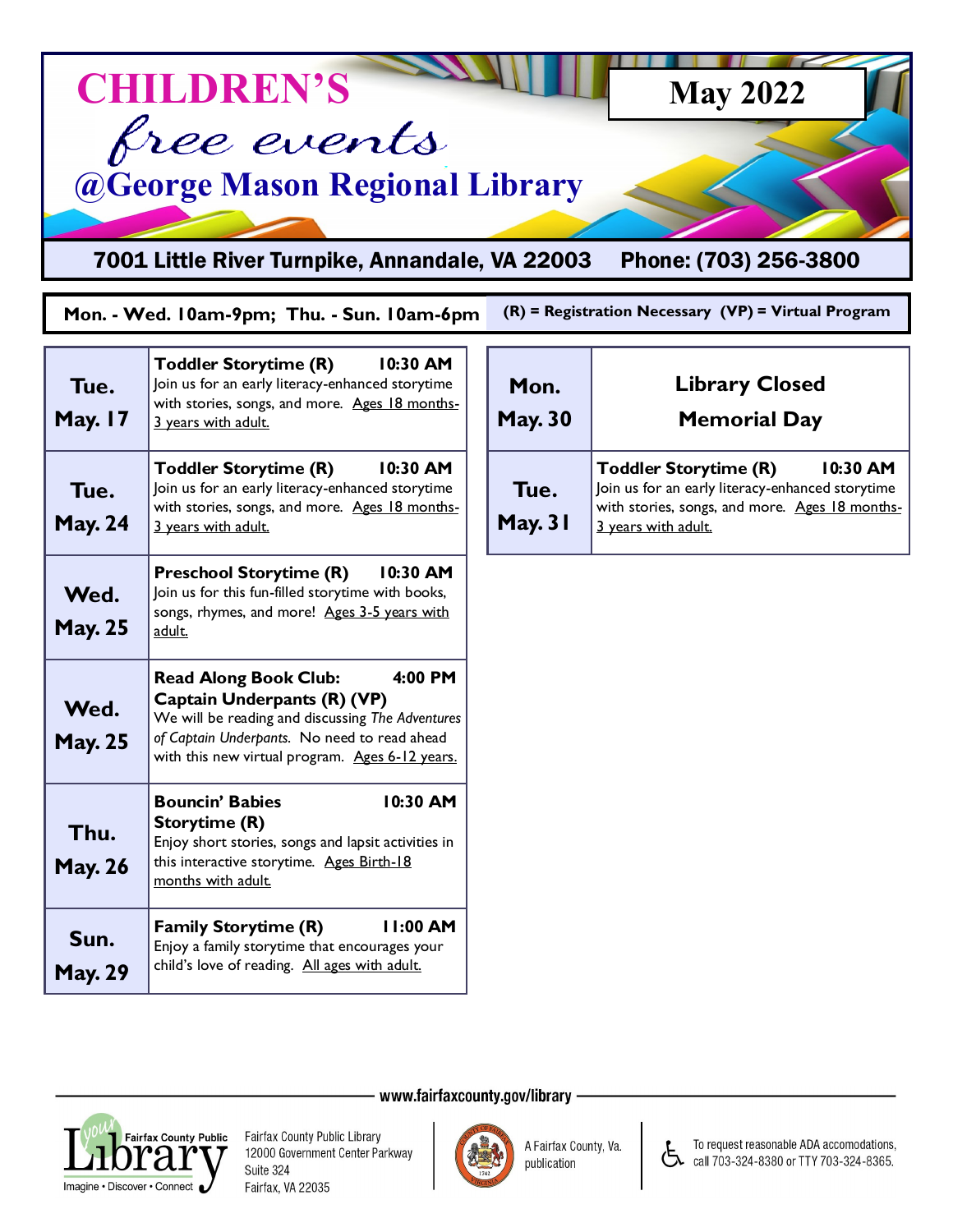# CHILDREN'S *free events* @George Mason Regional Library

**May 2022**

**7001 Little River Turnpike, Annandale, VA 22003 Phone: (703) 256-3800**

**Mon. - Wed. 10am-9pm; Thu. - Sun. 10am-6pm**

**(R) = Registration Necessary (VP) = Virtual Program**

| | |
|---|---|
| **Tue. May. 17** | **Toddler Storytime (R) 10:30 AM** Join us for an early literacy-enhanced storytime with stories, songs, and more. Ages 18 months-3 years with adult. |
| **Tue. May. 24** | **Toddler Storytime (R) 10:30 AM** Join us for an early literacy-enhanced storytime with stories, songs, and more. Ages 18 months-3 years with adult. |
| **Wed. May. 25** | **Preschool Storytime (R) 10:30 AM** Join us for this fun-filled storytime with books, songs, rhymes, and more! Ages 3-5 years with adult. |
| **Wed. May. 25** | **Read Along Book Club: Captain Underpants (R) (VP) 4:00 PM** We will be reading and discussing *The Adventures of Captain Underpants*. No need to read ahead with this new virtual program. Ages 6-12 years. |
| **Thu. May. 26** | **Bouncin' Babies Storytime (R) 10:30 AM** Enjoy short stories, songs and lapsit activities in this interactive storytime. Ages Birth-18 months with adult. |
| **Sun. May. 29** | **Family Storytime (R) 11:00 AM** Enjoy a family storytime that encourages your child's love of reading. All ages with adult. |
| **Mon. May. 30** | **Library Closed Memorial Day** |
| **Tue. May. 31** | **Toddler Storytime (R) 10:30 AM** Join us for an early literacy-enhanced storytime with stories, songs, and more. Ages 18 months-3 years with adult. |

www.fairfaxcounty.gov/library

Fairfax County Public Library
Imagine • Discover • Connect

Fairfax County Public Library
12000 Government Center Parkway
Suite 324
Fairfax, VA 22035

A Fairfax County, Va. publication

To request reasonable ADA accomodations, call 703-324-8380 or TTY 703-324-8365.